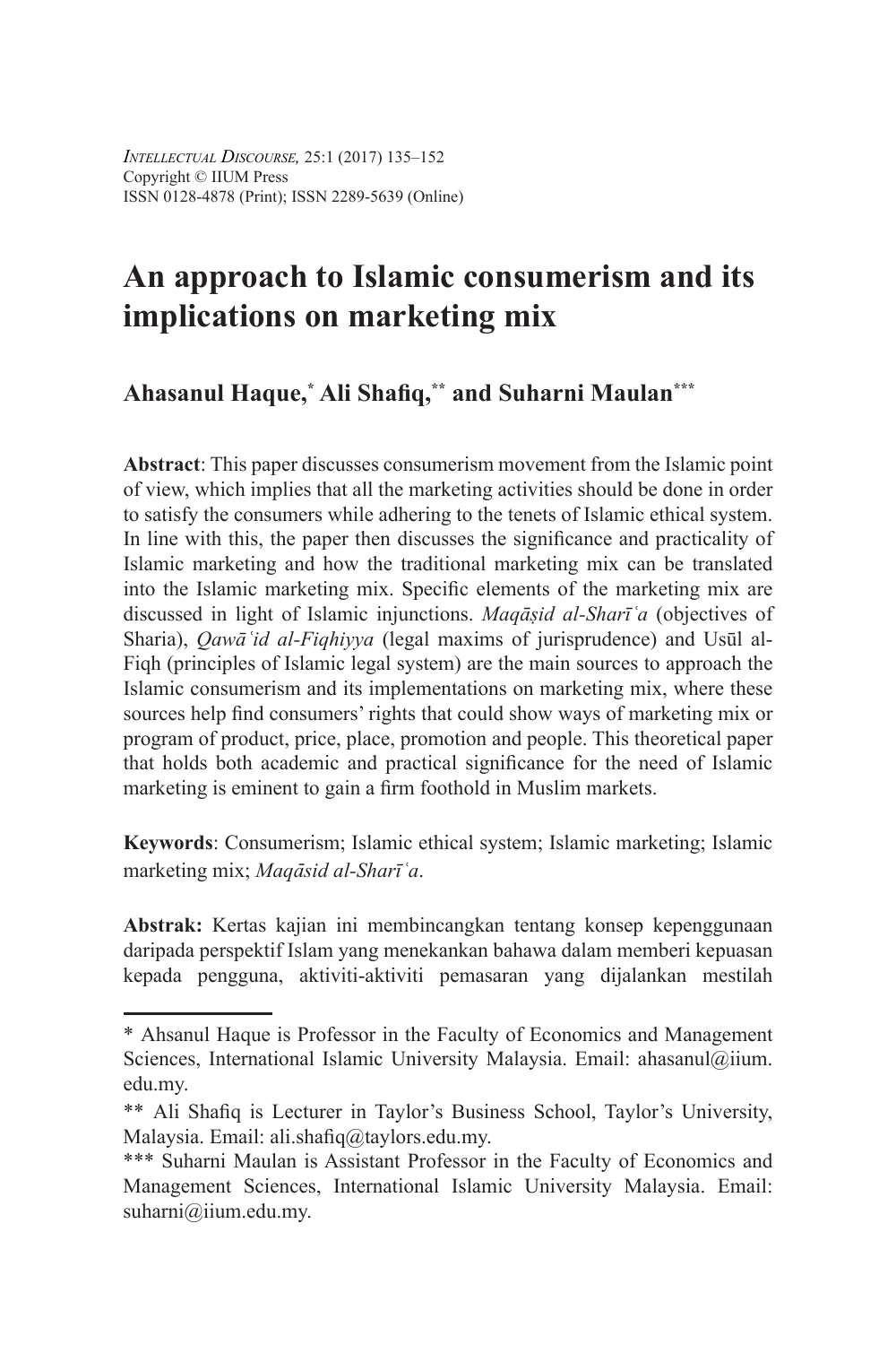*Intellectual Discourse,* 25:1 (2017) 135–152
Copyright © IIUM Press
ISSN 0128-4878 (Print); ISSN 2289-5639 (Online)

# An approach to Islamic consumerism and its implications on marketing mix

## Ahasanul Haque,* Ali Shafiq,** and Suharni Maulan***

**Abstract**: This paper discusses consumerism movement from the Islamic point of view, which implies that all the marketing activities should be done in order to satisfy the consumers while adhering to the tenets of Islamic ethical system. In line with this, the paper then discusses the significance and practicality of Islamic marketing and how the traditional marketing mix can be translated into the Islamic marketing mix. Specific elements of the marketing mix are discussed in light of Islamic injunctions. *Maqāṣid al-Sharīʿa* (objectives of Sharia), *Qawāʿid al-Fiqhiyya* (legal maxims of jurisprudence) and Usūl al-Fiqh (principles of Islamic legal system) are the main sources to approach the Islamic consumerism and its implementations on marketing mix, where these sources help find consumers' rights that could show ways of marketing mix or program of product, price, place, promotion and people. This theoretical paper that holds both academic and practical significance for the need of Islamic marketing is eminent to gain a firm foothold in Muslim markets.

**Keywords**: Consumerism; Islamic ethical system; Islamic marketing; Islamic marketing mix; *Maqāsid al-Sharīʿa*.

**Abstrak:** Kertas kajian ini membincangkan tentang konsep kepenggunaan daripada perspektif Islam yang menekankan bahawa dalam memberi kepuasan kepada pengguna, aktiviti-aktiviti pemasaran yang dijalankan mestilah

---

* Ahsanul Haque is Professor in the Faculty of Economics and Management Sciences, International Islamic University Malaysia. Email: ahasanul@iium.edu.my.

** Ali Shafiq is Lecturer in Taylor's Business School, Taylor's University, Malaysia. Email: ali.shafiq@taylors.edu.my.

*** Suharni Maulan is Assistant Professor in the Faculty of Economics and Management Sciences, International Islamic University Malaysia. Email: suharni@iium.edu.my.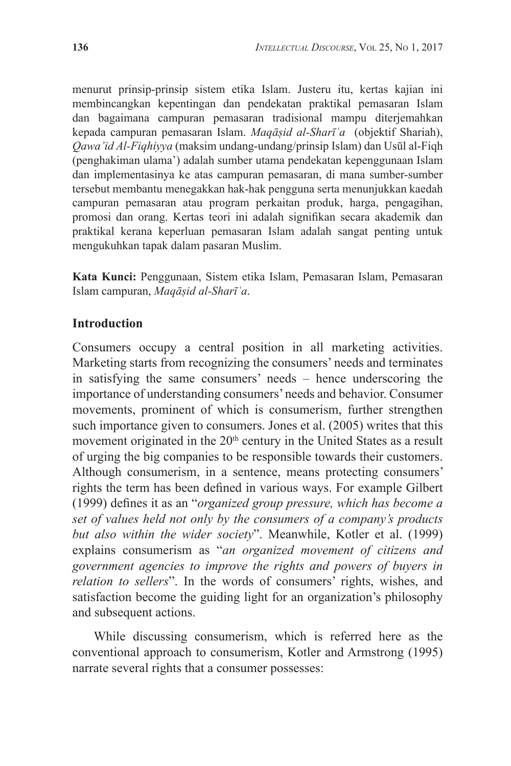menurut prinsip-prinsip sistem etika Islam. Justeru itu, kertas kajian ini membincangkan kepentingan dan pendekatan praktikal pemasaran Islam dan bagaimana campuran pemasaran tradisional mampu diterjemahkan kepada campuran pemasaran Islam. *Maqāṣid al-Sharīʿa* (objektif Shariah), *Qawa'id Al-Fiqhiyya* (maksim undang-undang/prinsip Islam) dan Usūl al-Fiqh (penghakiman ulama') adalah sumber utama pendekatan kepenggunaan Islam dan implementasinya ke atas campuran pemasaran, di mana sumber-sumber tersebut membantu menegakkan hak-hak pengguna serta menunjukkan kaedah campuran pemasaran atau program perkaitan produk, harga, pengagihan, promosi dan orang. Kertas teori ini adalah signifikan secara akademik dan praktikal kerana keperluan pemasaran Islam adalah sangat penting untuk mengukuhkan tapak dalam pasaran Muslim.

**Kata Kunci:** Penggunaan, Sistem etika Islam, Pemasaran Islam, Pemasaran Islam campuran, *Maqāṣid al-Sharīʿa*.

## Introduction

Consumers occupy a central position in all marketing activities. Marketing starts from recognizing the consumers' needs and terminates in satisfying the same consumers' needs – hence underscoring the importance of understanding consumers' needs and behavior. Consumer movements, prominent of which is consumerism, further strengthen such importance given to consumers. Jones et al. (2005) writes that this movement originated in the 20th century in the United States as a result of urging the big companies to be responsible towards their customers. Although consumerism, in a sentence, means protecting consumers' rights the term has been defined in various ways. For example Gilbert (1999) defines it as an "*organized group pressure, which has become a set of values held not only by the consumers of a company's products but also within the wider society*". Meanwhile, Kotler et al. (1999) explains consumerism as "*an organized movement of citizens and government agencies to improve the rights and powers of buyers in relation to sellers*". In the words of consumers' rights, wishes, and satisfaction become the guiding light for an organization's philosophy and subsequent actions.

While discussing consumerism, which is referred here as the conventional approach to consumerism, Kotler and Armstrong (1995) narrate several rights that a consumer possesses: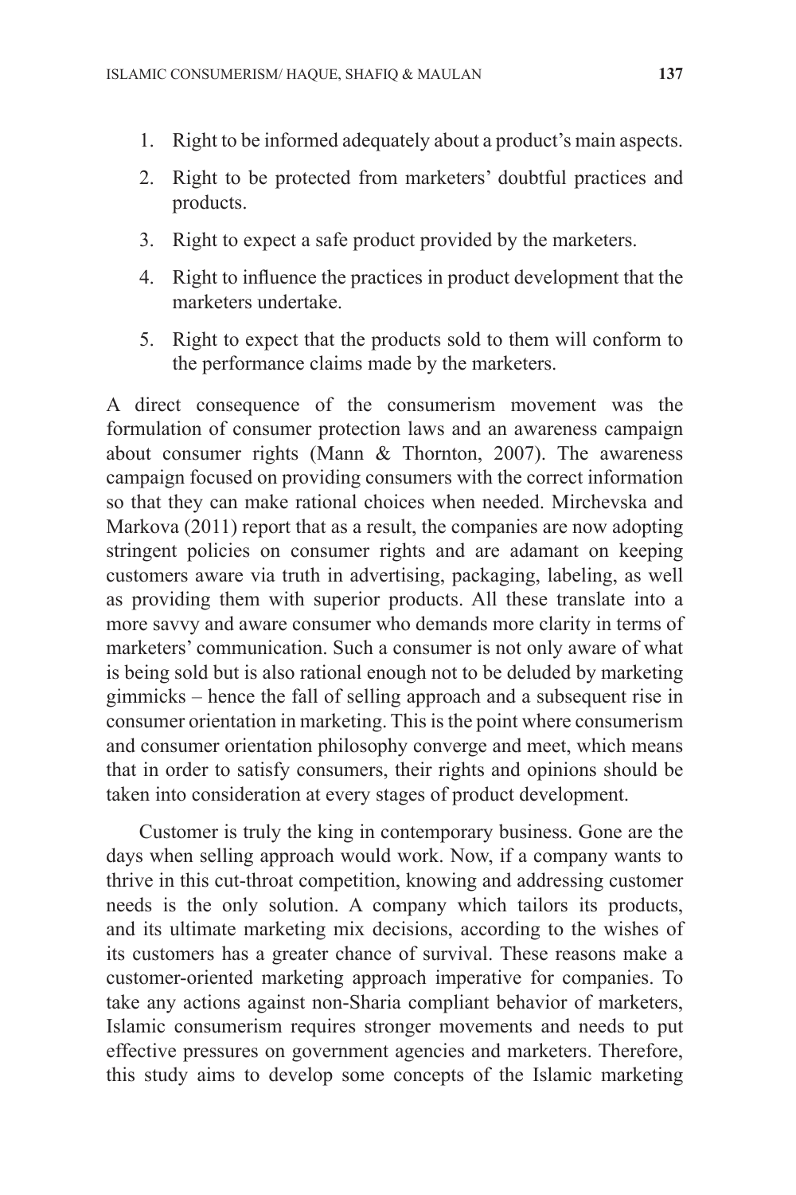1. Right to be informed adequately about a product's main aspects.
2. Right to be protected from marketers' doubtful practices and products.
3. Right to expect a safe product provided by the marketers.
4. Right to influence the practices in product development that the marketers undertake.
5. Right to expect that the products sold to them will conform to the performance claims made by the marketers.

A direct consequence of the consumerism movement was the formulation of consumer protection laws and an awareness campaign about consumer rights (Mann & Thornton, 2007). The awareness campaign focused on providing consumers with the correct information so that they can make rational choices when needed. Mirchevska and Markova (2011) report that as a result, the companies are now adopting stringent policies on consumer rights and are adamant on keeping customers aware via truth in advertising, packaging, labeling, as well as providing them with superior products. All these translate into a more savvy and aware consumer who demands more clarity in terms of marketers' communication. Such a consumer is not only aware of what is being sold but is also rational enough not to be deluded by marketing gimmicks – hence the fall of selling approach and a subsequent rise in consumer orientation in marketing. This is the point where consumerism and consumer orientation philosophy converge and meet, which means that in order to satisfy consumers, their rights and opinions should be taken into consideration at every stages of product development.

Customer is truly the king in contemporary business. Gone are the days when selling approach would work. Now, if a company wants to thrive in this cut-throat competition, knowing and addressing customer needs is the only solution. A company which tailors its products, and its ultimate marketing mix decisions, according to the wishes of its customers has a greater chance of survival. These reasons make a customer-oriented marketing approach imperative for companies. To take any actions against non-Sharia compliant behavior of marketers, Islamic consumerism requires stronger movements and needs to put effective pressures on government agencies and marketers. Therefore, this study aims to develop some concepts of the Islamic marketing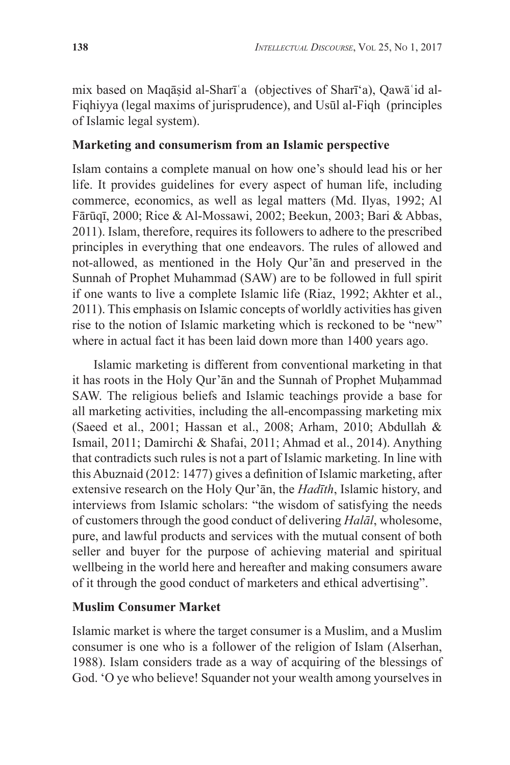mix based on Maqāṣid al-Sharīʿa (objectives of Sharī'a), Qawāʿid al-Fiqhiyya (legal maxims of jurisprudence), and Usūl al-Fiqh (principles of Islamic legal system).

### Marketing and consumerism from an Islamic perspective

Islam contains a complete manual on how one's should lead his or her life. It provides guidelines for every aspect of human life, including commerce, economics, as well as legal matters (Md. Ilyas, 1992; Al Fārūqī, 2000; Rice & Al-Mossawi, 2002; Beekun, 2003; Bari & Abbas, 2011). Islam, therefore, requires its followers to adhere to the prescribed principles in everything that one endeavors. The rules of allowed and not-allowed, as mentioned in the Holy Qur'ān and preserved in the Sunnah of Prophet Muhammad (SAW) are to be followed in full spirit if one wants to live a complete Islamic life (Riaz, 1992; Akhter et al., 2011). This emphasis on Islamic concepts of worldly activities has given rise to the notion of Islamic marketing which is reckoned to be "new" where in actual fact it has been laid down more than 1400 years ago.

Islamic marketing is different from conventional marketing in that it has roots in the Holy Qur'ān and the Sunnah of Prophet Muḥammad SAW. The religious beliefs and Islamic teachings provide a base for all marketing activities, including the all-encompassing marketing mix (Saeed et al., 2001; Hassan et al., 2008; Arham, 2010; Abdullah & Ismail, 2011; Damirchi & Shafai, 2011; Ahmad et al., 2014). Anything that contradicts such rules is not a part of Islamic marketing. In line with this Abuznaid (2012: 1477) gives a definition of Islamic marketing, after extensive research on the Holy Qur'ān, the *Hadīth*, Islamic history, and interviews from Islamic scholars: "the wisdom of satisfying the needs of customers through the good conduct of delivering *Halāl*, wholesome, pure, and lawful products and services with the mutual consent of both seller and buyer for the purpose of achieving material and spiritual wellbeing in the world here and hereafter and making consumers aware of it through the good conduct of marketers and ethical advertising".

### Muslim Consumer Market

Islamic market is where the target consumer is a Muslim, and a Muslim consumer is one who is a follower of the religion of Islam (Alserhan, 1988). Islam considers trade as a way of acquiring of the blessings of God. 'O ye who believe! Squander not your wealth among yourselves in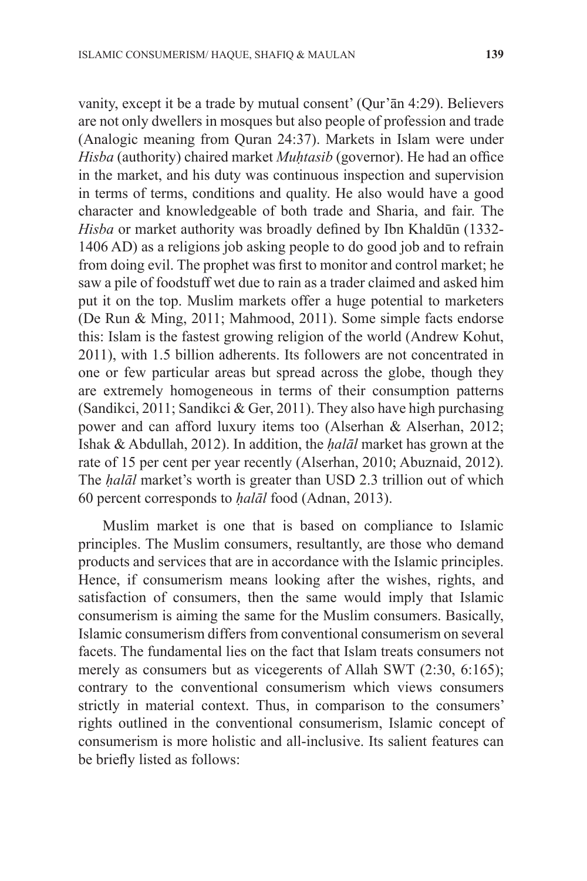vanity, except it be a trade by mutual consent' (Qur'ān 4:29). Believers are not only dwellers in mosques but also people of profession and trade (Analogic meaning from Quran 24:37). Markets in Islam were under *Hisba* (authority) chaired market *Muḥtasib* (governor). He had an office in the market, and his duty was continuous inspection and supervision in terms of terms, conditions and quality. He also would have a good character and knowledgeable of both trade and Sharia, and fair. The *Hisba* or market authority was broadly defined by Ibn Khaldūn (1332-1406 AD) as a religions job asking people to do good job and to refrain from doing evil. The prophet was first to monitor and control market; he saw a pile of foodstuff wet due to rain as a trader claimed and asked him put it on the top. Muslim markets offer a huge potential to marketers (De Run & Ming, 2011; Mahmood, 2011). Some simple facts endorse this: Islam is the fastest growing religion of the world (Andrew Kohut, 2011), with 1.5 billion adherents. Its followers are not concentrated in one or few particular areas but spread across the globe, though they are extremely homogeneous in terms of their consumption patterns (Sandikci, 2011; Sandikci & Ger, 2011). They also have high purchasing power and can afford luxury items too (Alserhan & Alserhan, 2012; Ishak & Abdullah, 2012). In addition, the *ḥalāl* market has grown at the rate of 15 per cent per year recently (Alserhan, 2010; Abuznaid, 2012). The *ḥalāl* market's worth is greater than USD 2.3 trillion out of which 60 percent corresponds to *ḥalāl* food (Adnan, 2013).

Muslim market is one that is based on compliance to Islamic principles. The Muslim consumers, resultantly, are those who demand products and services that are in accordance with the Islamic principles. Hence, if consumerism means looking after the wishes, rights, and satisfaction of consumers, then the same would imply that Islamic consumerism is aiming the same for the Muslim consumers. Basically, Islamic consumerism differs from conventional consumerism on several facets. The fundamental lies on the fact that Islam treats consumers not merely as consumers but as vicegerents of Allah SWT (2:30, 6:165); contrary to the conventional consumerism which views consumers strictly in material context. Thus, in comparison to the consumers' rights outlined in the conventional consumerism, Islamic concept of consumerism is more holistic and all-inclusive. Its salient features can be briefly listed as follows: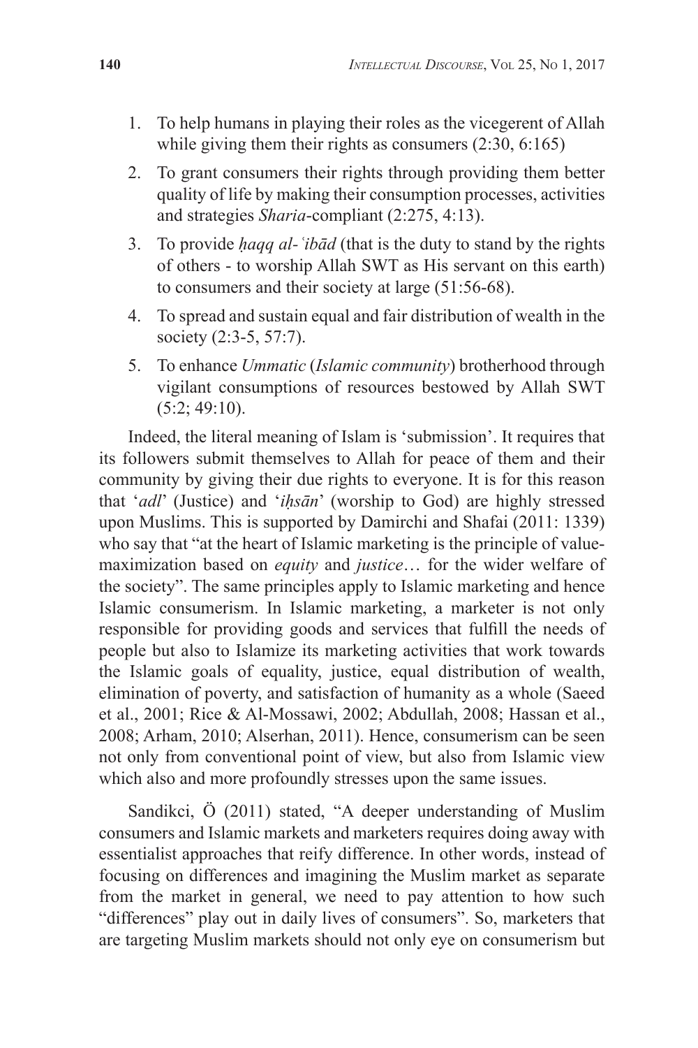1. To help humans in playing their roles as the vicegerent of Allah while giving them their rights as consumers (2:30, 6:165)
2. To grant consumers their rights through providing them better quality of life by making their consumption processes, activities and strategies *Sharia*-compliant (2:275, 4:13).
3. To provide *ḥaqq al-ʿibād* (that is the duty to stand by the rights of others - to worship Allah SWT as His servant on this earth) to consumers and their society at large (51:56-68).
4. To spread and sustain equal and fair distribution of wealth in the society (2:3-5, 57:7).
5. To enhance *Ummatic* (*Islamic community*) brotherhood through vigilant consumptions of resources bestowed by Allah SWT (5:2; 49:10).

Indeed, the literal meaning of Islam is 'submission'. It requires that its followers submit themselves to Allah for peace of them and their community by giving their due rights to everyone. It is for this reason that '*adl*' (Justice) and '*iḥsān*' (worship to God) are highly stressed upon Muslims. This is supported by Damirchi and Shafai (2011: 1339) who say that "at the heart of Islamic marketing is the principle of value-maximization based on *equity* and *justice*… for the wider welfare of the society". The same principles apply to Islamic marketing and hence Islamic consumerism. In Islamic marketing, a marketer is not only responsible for providing goods and services that fulfill the needs of people but also to Islamize its marketing activities that work towards the Islamic goals of equality, justice, equal distribution of wealth, elimination of poverty, and satisfaction of humanity as a whole (Saeed et al., 2001; Rice & Al-Mossawi, 2002; Abdullah, 2008; Hassan et al., 2008; Arham, 2010; Alserhan, 2011). Hence, consumerism can be seen not only from conventional point of view, but also from Islamic view which also and more profoundly stresses upon the same issues.

Sandikci, Ö (2011) stated, "A deeper understanding of Muslim consumers and Islamic markets and marketers requires doing away with essentialist approaches that reify difference. In other words, instead of focusing on differences and imagining the Muslim market as separate from the market in general, we need to pay attention to how such "differences" play out in daily lives of consumers". So, marketers that are targeting Muslim markets should not only eye on consumerism but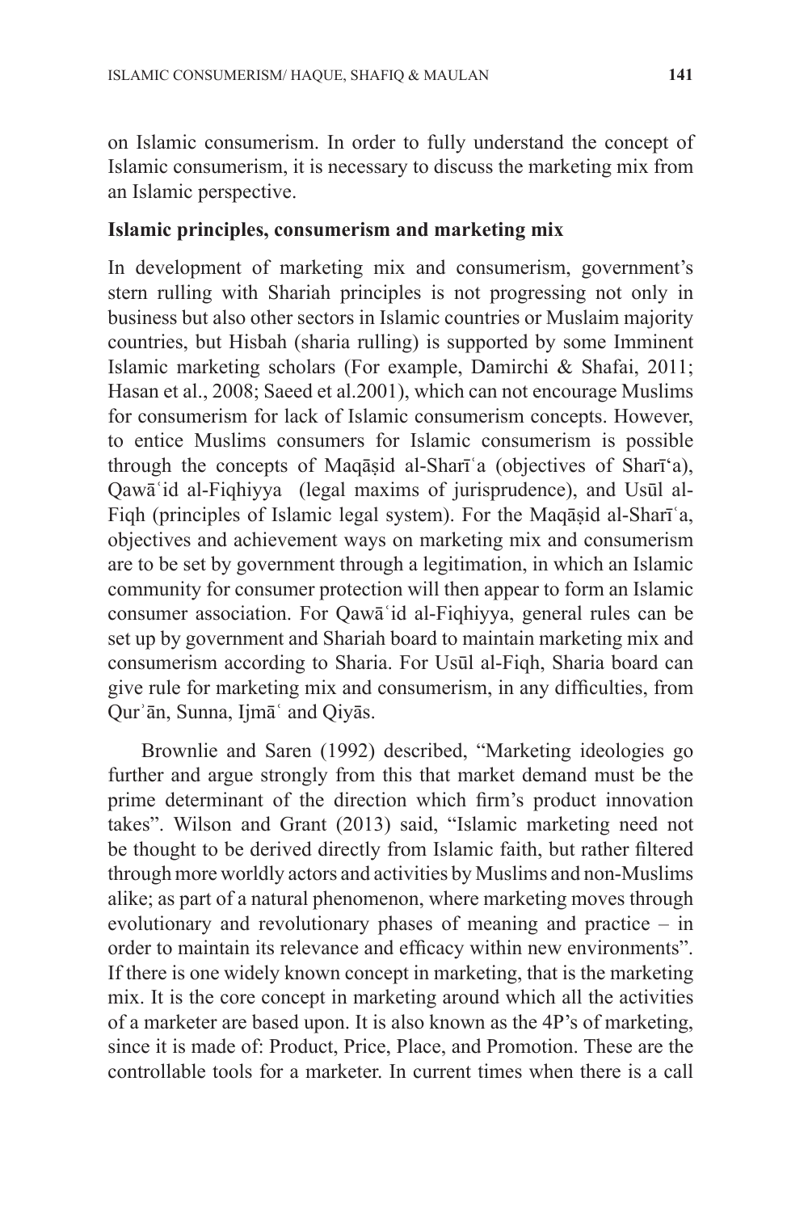on Islamic consumerism. In order to fully understand the concept of Islamic consumerism, it is necessary to discuss the marketing mix from an Islamic perspective.

**Islamic principles, consumerism and marketing mix**

In development of marketing mix and consumerism, government's stern rulling with Shariah principles is not progressing not only in business but also other sectors in Islamic countries or Muslaim majority countries, but Hisbah (sharia rulling) is supported by some Imminent Islamic marketing scholars (For example, Damirchi & Shafai, 2011; Hasan et al., 2008; Saeed et al.2001), which can not encourage Muslims for consumerism for lack of Islamic consumerism concepts. However, to entice Muslims consumers for Islamic consumerism is possible through the concepts of Maqāṣid al-Sharīʿa (objectives of Sharī'a), Qawāʿid al-Fiqhiyya (legal maxims of jurisprudence), and Usūl al-Fiqh (principles of Islamic legal system). For the Maqāṣid al-Sharīʿa, objectives and achievement ways on marketing mix and consumerism are to be set by government through a legitimation, in which an Islamic community for consumer protection will then appear to form an Islamic consumer association. For Qawāʿid al-Fiqhiyya, general rules can be set up by government and Shariah board to maintain marketing mix and consumerism according to Sharia. For Usūl al-Fiqh, Sharia board can give rule for marketing mix and consumerism, in any difficulties, from Qurʾān, Sunna, Ijmāʿ and Qiyās.

Brownlie and Saren (1992) described, "Marketing ideologies go further and argue strongly from this that market demand must be the prime determinant of the direction which firm's product innovation takes". Wilson and Grant (2013) said, "Islamic marketing need not be thought to be derived directly from Islamic faith, but rather filtered through more worldly actors and activities by Muslims and non-Muslims alike; as part of a natural phenomenon, where marketing moves through evolutionary and revolutionary phases of meaning and practice – in order to maintain its relevance and efficacy within new environments". If there is one widely known concept in marketing, that is the marketing mix. It is the core concept in marketing around which all the activities of a marketer are based upon. It is also known as the 4P's of marketing, since it is made of: Product, Price, Place, and Promotion. These are the controllable tools for a marketer. In current times when there is a call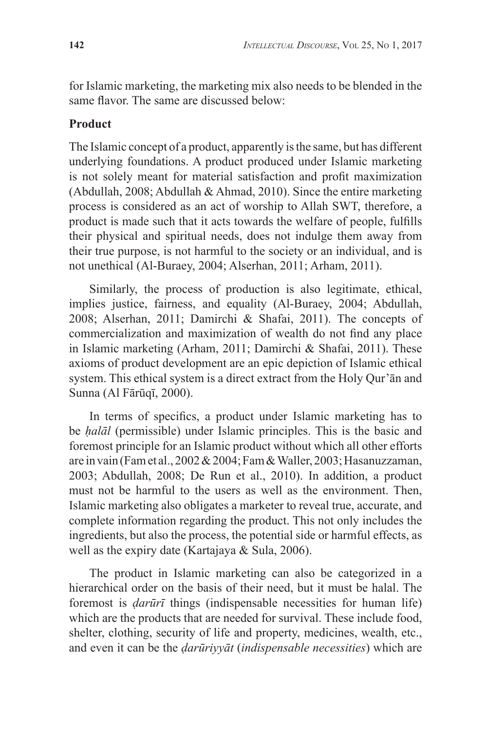for Islamic marketing, the marketing mix also needs to be blended in the same flavor. The same are discussed below:

**Product**

The Islamic concept of a product, apparently is the same, but has different underlying foundations. A product produced under Islamic marketing is not solely meant for material satisfaction and profit maximization (Abdullah, 2008; Abdullah & Ahmad, 2010). Since the entire marketing process is considered as an act of worship to Allah SWT, therefore, a product is made such that it acts towards the welfare of people, fulfills their physical and spiritual needs, does not indulge them away from their true purpose, is not harmful to the society or an individual, and is not unethical (Al-Buraey, 2004; Alserhan, 2011; Arham, 2011).

Similarly, the process of production is also legitimate, ethical, implies justice, fairness, and equality (Al-Buraey, 2004; Abdullah, 2008; Alserhan, 2011; Damirchi & Shafai, 2011). The concepts of commercialization and maximization of wealth do not find any place in Islamic marketing (Arham, 2011; Damirchi & Shafai, 2011). These axioms of product development are an epic depiction of Islamic ethical system. This ethical system is a direct extract from the Holy Qur'ān and Sunna (Al Fārūqī, 2000).

In terms of specifics, a product under Islamic marketing has to be *ḥalāl* (permissible) under Islamic principles. This is the basic and foremost principle for an Islamic product without which all other efforts are in vain (Fam et al., 2002 & 2004; Fam & Waller, 2003; Hasanuzzaman, 2003; Abdullah, 2008; De Run et al., 2010). In addition, a product must not be harmful to the users as well as the environment. Then, Islamic marketing also obligates a marketer to reveal true, accurate, and complete information regarding the product. This not only includes the ingredients, but also the process, the potential side or harmful effects, as well as the expiry date (Kartajaya & Sula, 2006).

The product in Islamic marketing can also be categorized in a hierarchical order on the basis of their need, but it must be halal. The foremost is *ḍarūrī* things (indispensable necessities for human life) which are the products that are needed for survival. These include food, shelter, clothing, security of life and property, medicines, wealth, etc., and even it can be the *ḍarūriyyāt* (*indispensable necessities*) which are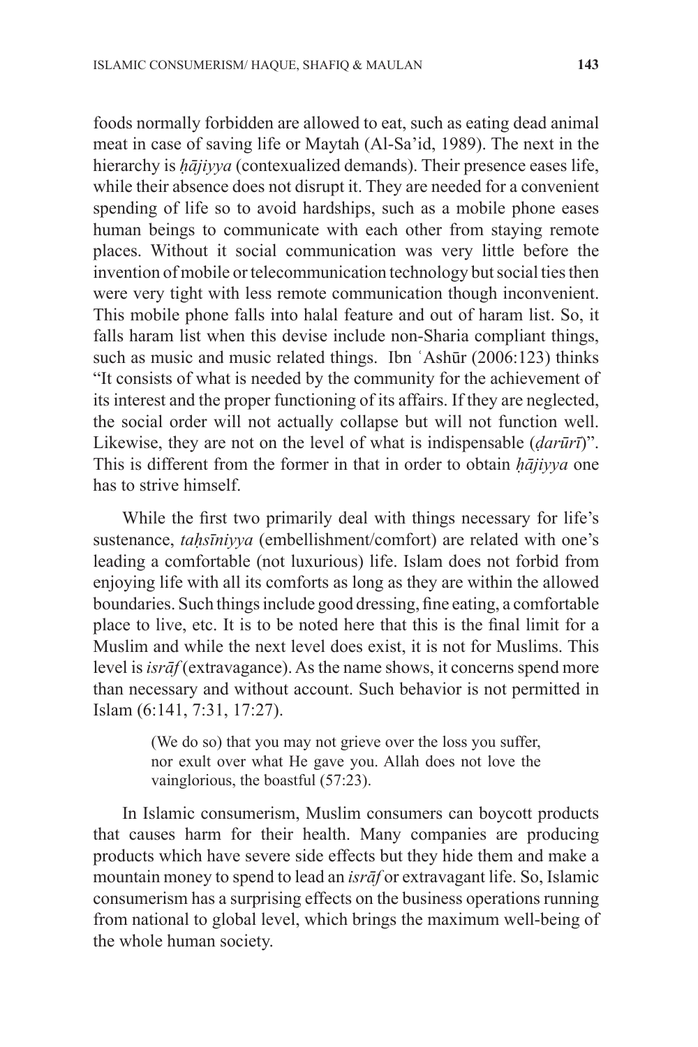foods normally forbidden are allowed to eat, such as eating dead animal meat in case of saving life or Maytah (Al-Sa'id, 1989). The next in the hierarchy is *ḥājiyya* (contexualized demands). Their presence eases life, while their absence does not disrupt it. They are needed for a convenient spending of life so to avoid hardships, such as a mobile phone eases human beings to communicate with each other from staying remote places. Without it social communication was very little before the invention of mobile or telecommunication technology but social ties then were very tight with less remote communication though inconvenient. This mobile phone falls into halal feature and out of haram list. So, it falls haram list when this devise include non-Sharia compliant things, such as music and music related things. Ibn ʿAshūr (2006:123) thinks "It consists of what is needed by the community for the achievement of its interest and the proper functioning of its affairs. If they are neglected, the social order will not actually collapse but will not function well. Likewise, they are not on the level of what is indispensable (*ḍarūrī*)". This is different from the former in that in order to obtain *ḥājiyya* one has to strive himself.

While the first two primarily deal with things necessary for life's sustenance, *taḥsīniyya* (embellishment/comfort) are related with one's leading a comfortable (not luxurious) life. Islam does not forbid from enjoying life with all its comforts as long as they are within the allowed boundaries. Such things include good dressing, fine eating, a comfortable place to live, etc. It is to be noted here that this is the final limit for a Muslim and while the next level does exist, it is not for Muslims. This level is *isrāf* (extravagance). As the name shows, it concerns spend more than necessary and without account. Such behavior is not permitted in Islam (6:141, 7:31, 17:27).

> (We do so) that you may not grieve over the loss you suffer, nor exult over what He gave you. Allah does not love the vainglorious, the boastful (57:23).

In Islamic consumerism, Muslim consumers can boycott products that causes harm for their health. Many companies are producing products which have severe side effects but they hide them and make a mountain money to spend to lead an *isrāf* or extravagant life. So, Islamic consumerism has a surprising effects on the business operations running from national to global level, which brings the maximum well-being of the whole human society.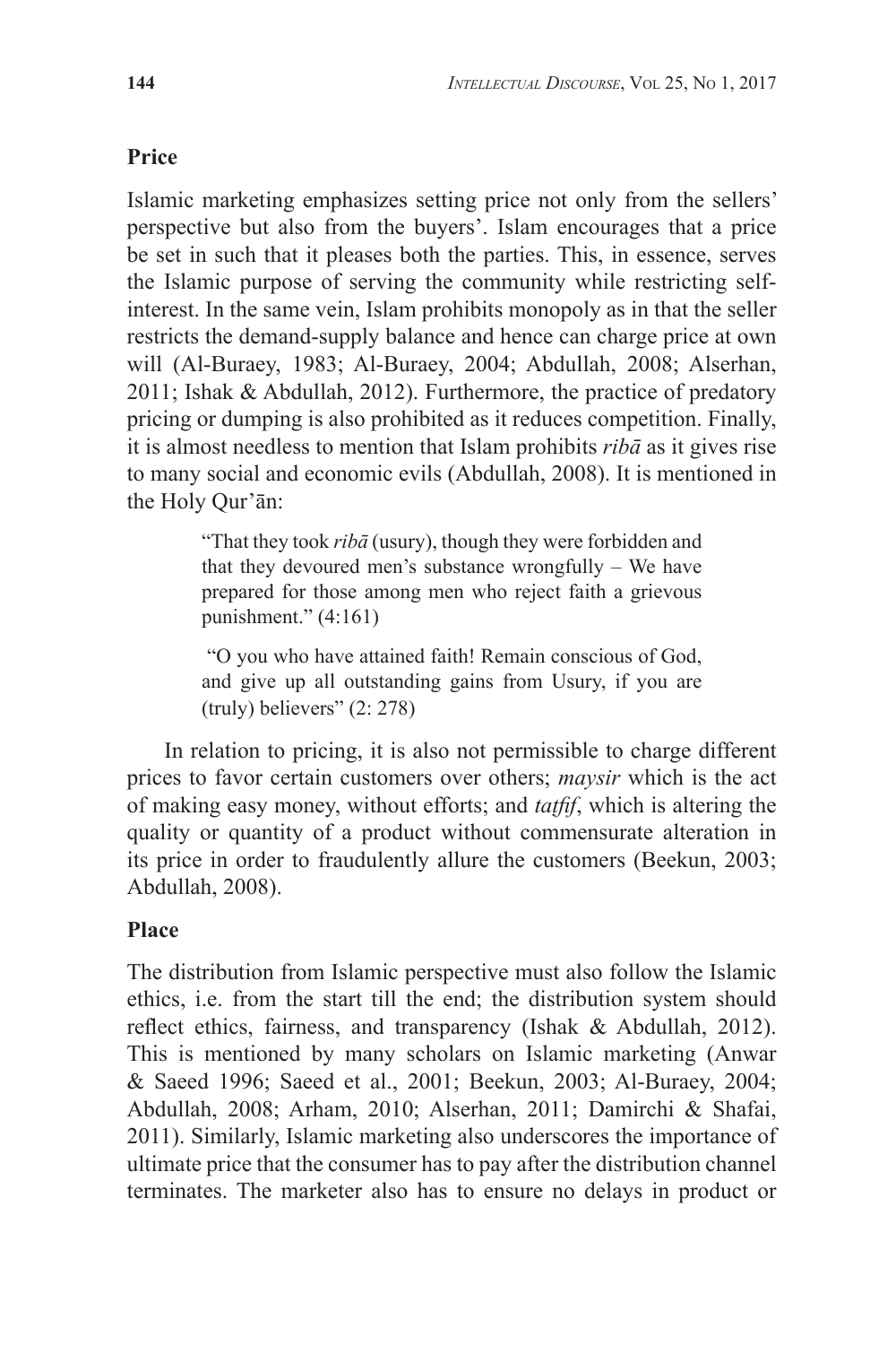## Price

Islamic marketing emphasizes setting price not only from the sellers' perspective but also from the buyers'. Islam encourages that a price be set in such that it pleases both the parties. This, in essence, serves the Islamic purpose of serving the community while restricting self-interest. In the same vein, Islam prohibits monopoly as in that the seller restricts the demand-supply balance and hence can charge price at own will (Al-Buraey, 1983; Al-Buraey, 2004; Abdullah, 2008; Alserhan, 2011; Ishak & Abdullah, 2012). Furthermore, the practice of predatory pricing or dumping is also prohibited as it reduces competition. Finally, it is almost needless to mention that Islam prohibits *ribā* as it gives rise to many social and economic evils (Abdullah, 2008). It is mentioned in the Holy Qur'ān:

> "That they took *ribā* (usury), though they were forbidden and that they devoured men's substance wrongfully – We have prepared for those among men who reject faith a grievous punishment." (4:161)
>
> "O you who have attained faith! Remain conscious of God, and give up all outstanding gains from Usury, if you are (truly) believers" (2: 278)

In relation to pricing, it is also not permissible to charge different prices to favor certain customers over others; *maysir* which is the act of making easy money, without efforts; and *tatfif*, which is altering the quality or quantity of a product without commensurate alteration in its price in order to fraudulently allure the customers (Beekun, 2003; Abdullah, 2008).

## Place

The distribution from Islamic perspective must also follow the Islamic ethics, i.e. from the start till the end; the distribution system should reflect ethics, fairness, and transparency (Ishak & Abdullah, 2012). This is mentioned by many scholars on Islamic marketing (Anwar & Saeed 1996; Saeed et al., 2001; Beekun, 2003; Al-Buraey, 2004; Abdullah, 2008; Arham, 2010; Alserhan, 2011; Damirchi & Shafai, 2011). Similarly, Islamic marketing also underscores the importance of ultimate price that the consumer has to pay after the distribution channel terminates. The marketer also has to ensure no delays in product or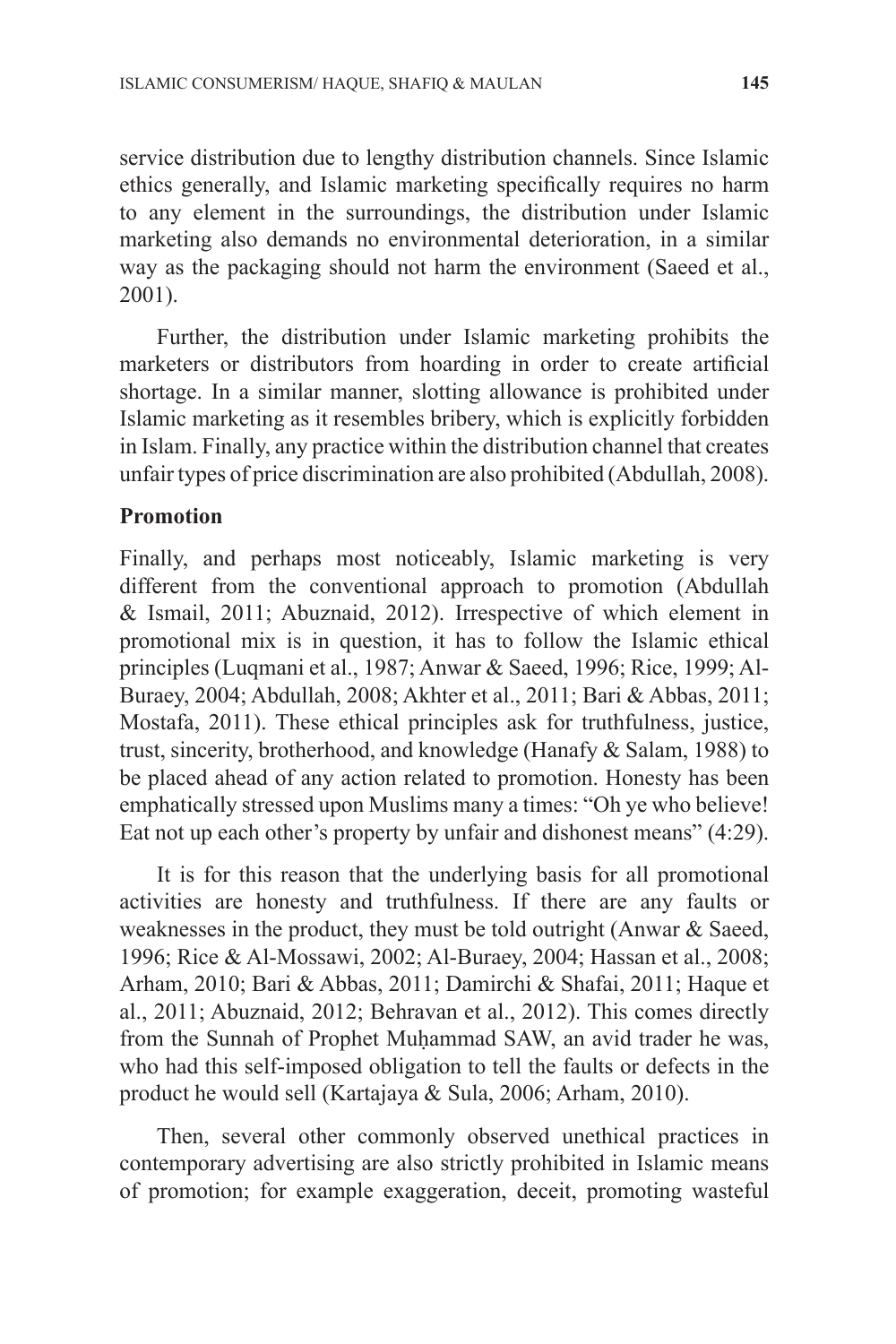service distribution due to lengthy distribution channels. Since Islamic ethics generally, and Islamic marketing specifically requires no harm to any element in the surroundings, the distribution under Islamic marketing also demands no environmental deterioration, in a similar way as the packaging should not harm the environment (Saeed et al., 2001).

Further, the distribution under Islamic marketing prohibits the marketers or distributors from hoarding in order to create artificial shortage. In a similar manner, slotting allowance is prohibited under Islamic marketing as it resembles bribery, which is explicitly forbidden in Islam. Finally, any practice within the distribution channel that creates unfair types of price discrimination are also prohibited (Abdullah, 2008).

**Promotion**

Finally, and perhaps most noticeably, Islamic marketing is very different from the conventional approach to promotion (Abdullah & Ismail, 2011; Abuznaid, 2012). Irrespective of which element in promotional mix is in question, it has to follow the Islamic ethical principles (Luqmani et al., 1987; Anwar & Saeed, 1996; Rice, 1999; Al-Buraey, 2004; Abdullah, 2008; Akhter et al., 2011; Bari & Abbas, 2011; Mostafa, 2011). These ethical principles ask for truthfulness, justice, trust, sincerity, brotherhood, and knowledge (Hanafy & Salam, 1988) to be placed ahead of any action related to promotion. Honesty has been emphatically stressed upon Muslims many a times: "Oh ye who believe! Eat not up each other's property by unfair and dishonest means" (4:29).

It is for this reason that the underlying basis for all promotional activities are honesty and truthfulness. If there are any faults or weaknesses in the product, they must be told outright (Anwar & Saeed, 1996; Rice & Al-Mossawi, 2002; Al-Buraey, 2004; Hassan et al., 2008; Arham, 2010; Bari & Abbas, 2011; Damirchi & Shafai, 2011; Haque et al., 2011; Abuznaid, 2012; Behravan et al., 2012). This comes directly from the Sunnah of Prophet Muḥammad SAW, an avid trader he was, who had this self-imposed obligation to tell the faults or defects in the product he would sell (Kartajaya & Sula, 2006; Arham, 2010).

Then, several other commonly observed unethical practices in contemporary advertising are also strictly prohibited in Islamic means of promotion; for example exaggeration, deceit, promoting wasteful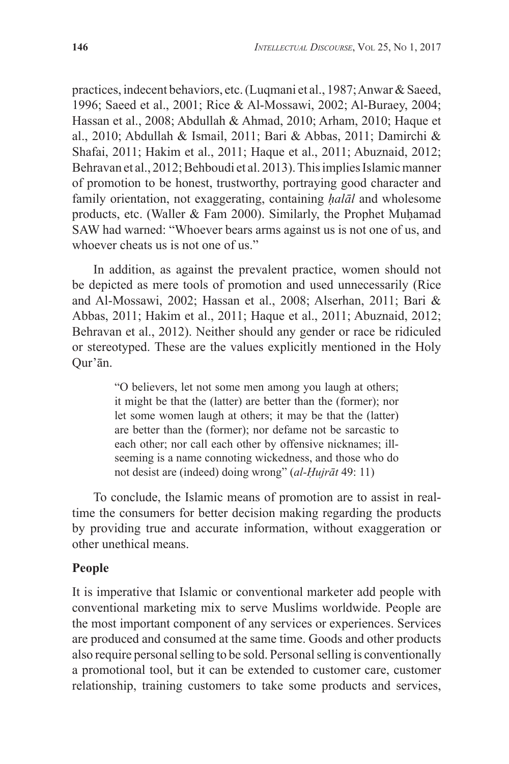practices, indecent behaviors, etc. (Luqmani et al., 1987; Anwar & Saeed, 1996; Saeed et al., 2001; Rice & Al-Mossawi, 2002; Al-Buraey, 2004; Hassan et al., 2008; Abdullah & Ahmad, 2010; Arham, 2010; Haque et al., 2010; Abdullah & Ismail, 2011; Bari & Abbas, 2011; Damirchi & Shafai, 2011; Hakim et al., 2011; Haque et al., 2011; Abuznaid, 2012; Behravan et al., 2012; Behboudi et al. 2013). This implies Islamic manner of promotion to be honest, trustworthy, portraying good character and family orientation, not exaggerating, containing *ḥalāl* and wholesome products, etc. (Waller & Fam 2000). Similarly, the Prophet Muḥamad SAW had warned: "Whoever bears arms against us is not one of us, and whoever cheats us is not one of us."

In addition, as against the prevalent practice, women should not be depicted as mere tools of promotion and used unnecessarily (Rice and Al-Mossawi, 2002; Hassan et al., 2008; Alserhan, 2011; Bari & Abbas, 2011; Hakim et al., 2011; Haque et al., 2011; Abuznaid, 2012; Behravan et al., 2012). Neither should any gender or race be ridiculed or stereotyped. These are the values explicitly mentioned in the Holy Qur'ān.

> "O believers, let not some men among you laugh at others; it might be that the (latter) are better than the (former); nor let some women laugh at others; it may be that the (latter) are better than the (former); nor defame not be sarcastic to each other; nor call each other by offensive nicknames; ill-seeming is a name connoting wickedness, and those who do not desist are (indeed) doing wrong" (*al-Ḥujrāt* 49: 11)

To conclude, the Islamic means of promotion are to assist in real-time the consumers for better decision making regarding the products by providing true and accurate information, without exaggeration or other unethical means.

**People**

It is imperative that Islamic or conventional marketer add people with conventional marketing mix to serve Muslims worldwide. People are the most important component of any services or experiences. Services are produced and consumed at the same time. Goods and other products also require personal selling to be sold. Personal selling is conventionally a promotional tool, but it can be extended to customer care, customer relationship, training customers to take some products and services,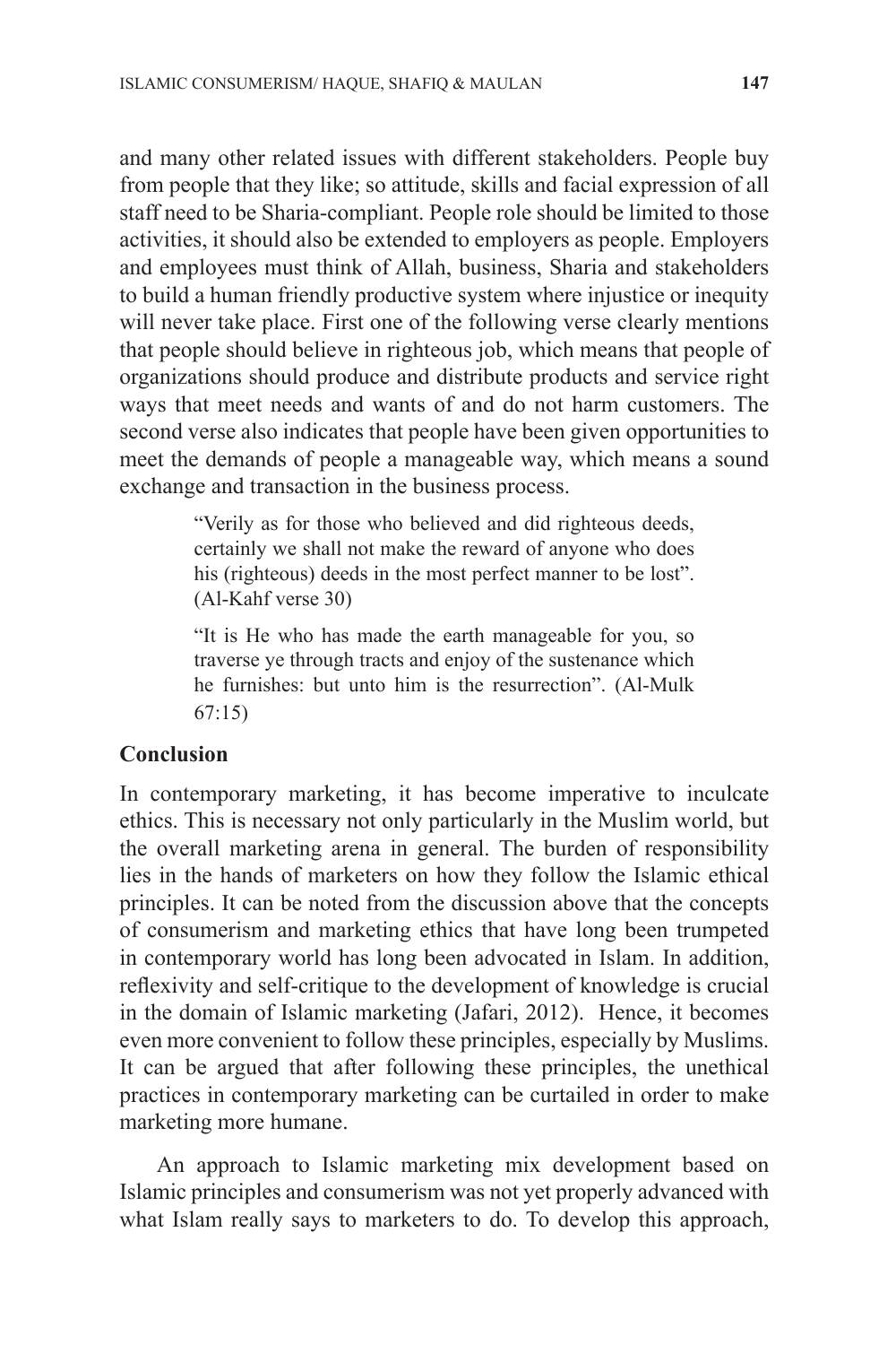and many other related issues with different stakeholders. People buy from people that they like; so attitude, skills and facial expression of all staff need to be Sharia-compliant. People role should be limited to those activities, it should also be extended to employers as people. Employers and employees must think of Allah, business, Sharia and stakeholders to build a human friendly productive system where injustice or inequity will never take place. First one of the following verse clearly mentions that people should believe in righteous job, which means that people of organizations should produce and distribute products and service right ways that meet needs and wants of and do not harm customers. The second verse also indicates that people have been given opportunities to meet the demands of people a manageable way, which means a sound exchange and transaction in the business process.

> "Verily as for those who believed and did righteous deeds, certainly we shall not make the reward of anyone who does his (righteous) deeds in the most perfect manner to be lost". (Al-Kahf verse 30)

> "It is He who has made the earth manageable for you, so traverse ye through tracts and enjoy of the sustenance which he furnishes: but unto him is the resurrection". (Al-Mulk 67:15)

## Conclusion

In contemporary marketing, it has become imperative to inculcate ethics. This is necessary not only particularly in the Muslim world, but the overall marketing arena in general. The burden of responsibility lies in the hands of marketers on how they follow the Islamic ethical principles. It can be noted from the discussion above that the concepts of consumerism and marketing ethics that have long been trumpeted in contemporary world has long been advocated in Islam. In addition, reflexivity and self-critique to the development of knowledge is crucial in the domain of Islamic marketing (Jafari, 2012). Hence, it becomes even more convenient to follow these principles, especially by Muslims. It can be argued that after following these principles, the unethical practices in contemporary marketing can be curtailed in order to make marketing more humane.

An approach to Islamic marketing mix development based on Islamic principles and consumerism was not yet properly advanced with what Islam really says to marketers to do. To develop this approach,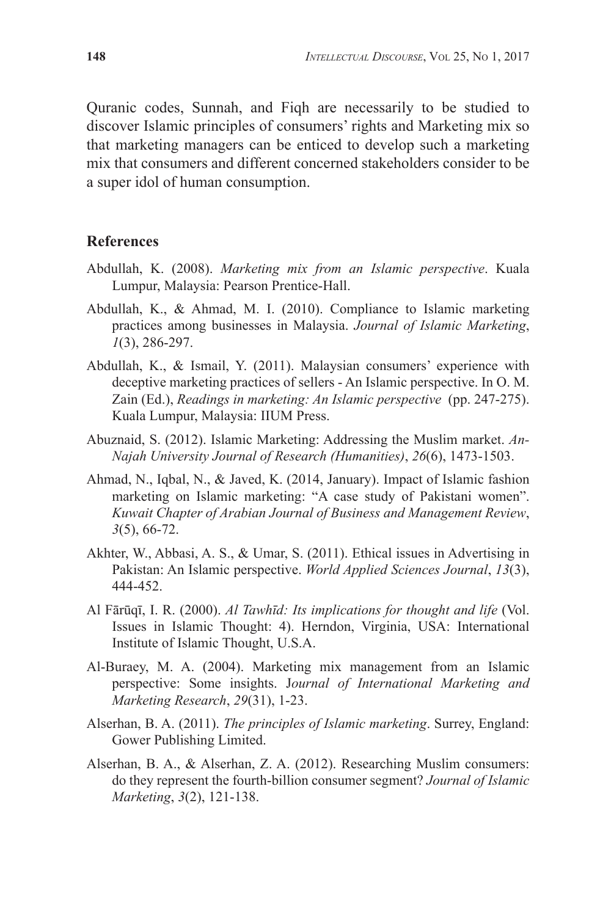Quranic codes, Sunnah, and Fiqh are necessarily to be studied to discover Islamic principles of consumers' rights and Marketing mix so that marketing managers can be enticed to develop such a marketing mix that consumers and different concerned stakeholders consider to be a super idol of human consumption.

## References

Abdullah, K. (2008). *Marketing mix from an Islamic perspective*. Kuala Lumpur, Malaysia: Pearson Prentice-Hall.

Abdullah, K., & Ahmad, M. I. (2010). Compliance to Islamic marketing practices among businesses in Malaysia. *Journal of Islamic Marketing*, *1*(3), 286-297.

Abdullah, K., & Ismail, Y. (2011). Malaysian consumers' experience with deceptive marketing practices of sellers - An Islamic perspective. In O. M. Zain (Ed.), *Readings in marketing: An Islamic perspective* (pp. 247-275). Kuala Lumpur, Malaysia: IIUM Press.

Abuznaid, S. (2012). Islamic Marketing: Addressing the Muslim market. *An-Najah University Journal of Research (Humanities)*, *26*(6), 1473-1503.

Ahmad, N., Iqbal, N., & Javed, K. (2014, January). Impact of Islamic fashion marketing on Islamic marketing: "A case study of Pakistani women". *Kuwait Chapter of Arabian Journal of Business and Management Review*, *3*(5), 66-72.

Akhter, W., Abbasi, A. S., & Umar, S. (2011). Ethical issues in Advertising in Pakistan: An Islamic perspective. *World Applied Sciences Journal*, *13*(3), 444-452.

Al Fārūqī, I. R. (2000). *Al Tawhīd: Its implications for thought and life* (Vol. Issues in Islamic Thought: 4). Herndon, Virginia, USA: International Institute of Islamic Thought, U.S.A.

Al-Buraey, M. A. (2004). Marketing mix management from an Islamic perspective: Some insights. J*ournal of International Marketing and Marketing Research*, *29*(31), 1-23.

Alserhan, B. A. (2011). *The principles of Islamic marketing*. Surrey, England: Gower Publishing Limited.

Alserhan, B. A., & Alserhan, Z. A. (2012). Researching Muslim consumers: do they represent the fourth-billion consumer segment? *Journal of Islamic Marketing*, *3*(2), 121-138.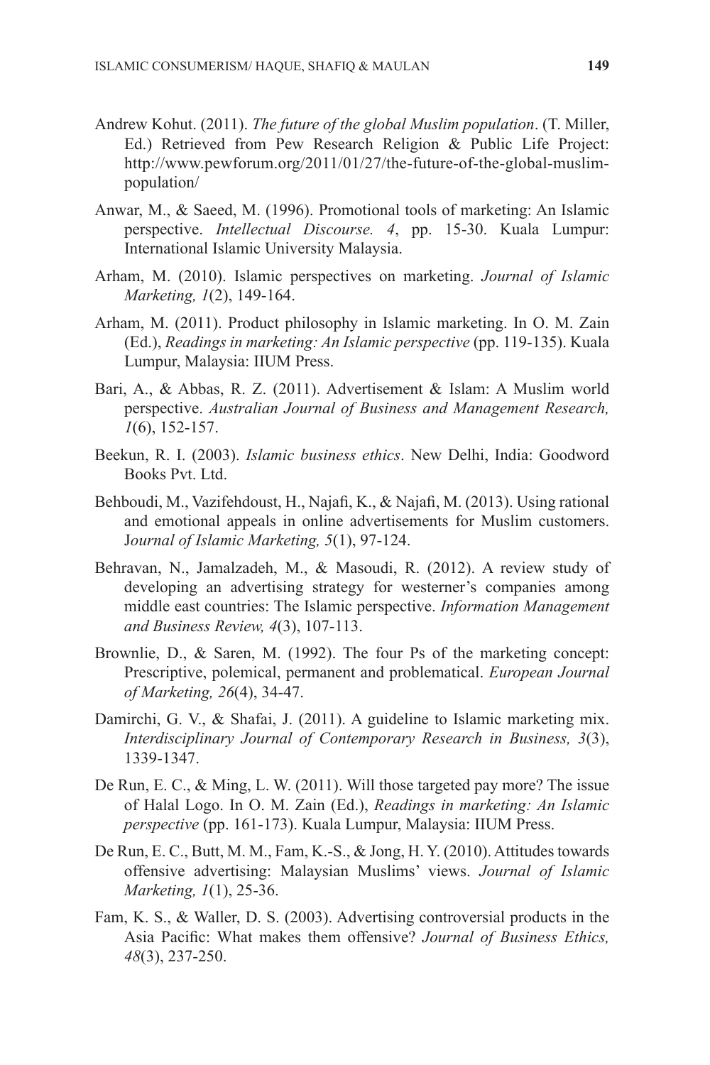Andrew Kohut. (2011). *The future of the global Muslim population*. (T. Miller, Ed.) Retrieved from Pew Research Religion & Public Life Project: http://www.pewforum.org/2011/01/27/the-future-of-the-global-muslim-population/

Anwar, M., & Saeed, M. (1996). Promotional tools of marketing: An Islamic perspective. *Intellectual Discourse. 4*, pp. 15-30. Kuala Lumpur: International Islamic University Malaysia.

Arham, M. (2010). Islamic perspectives on marketing. *Journal of Islamic Marketing, 1*(2), 149-164.

Arham, M. (2011). Product philosophy in Islamic marketing. In O. M. Zain (Ed.), *Readings in marketing: An Islamic perspective* (pp. 119-135). Kuala Lumpur, Malaysia: IIUM Press.

Bari, A., & Abbas, R. Z. (2011). Advertisement & Islam: A Muslim world perspective. *Australian Journal of Business and Management Research, 1*(6), 152-157.

Beekun, R. I. (2003). *Islamic business ethics*. New Delhi, India: Goodword Books Pvt. Ltd.

Behboudi, M., Vazifehdoust, H., Najafi, K., & Najafi, M. (2013). Using rational and emotional appeals in online advertisements for Muslim customers. J*ournal of Islamic Marketing, 5*(1), 97-124.

Behravan, N., Jamalzadeh, M., & Masoudi, R. (2012). A review study of developing an advertising strategy for westerner's companies among middle east countries: The Islamic perspective. *Information Management and Business Review, 4*(3), 107-113.

Brownlie, D., & Saren, M. (1992). The four Ps of the marketing concept: Prescriptive, polemical, permanent and problematical. *European Journal of Marketing, 26*(4), 34-47.

Damirchi, G. V., & Shafai, J. (2011). A guideline to Islamic marketing mix. *Interdisciplinary Journal of Contemporary Research in Business, 3*(3), 1339-1347.

De Run, E. C., & Ming, L. W. (2011). Will those targeted pay more? The issue of Halal Logo. In O. M. Zain (Ed.), *Readings in marketing: An Islamic perspective* (pp. 161-173). Kuala Lumpur, Malaysia: IIUM Press.

De Run, E. C., Butt, M. M., Fam, K.-S., & Jong, H. Y. (2010). Attitudes towards offensive advertising: Malaysian Muslims' views. *Journal of Islamic Marketing, 1*(1), 25-36.

Fam, K. S., & Waller, D. S. (2003). Advertising controversial products in the Asia Pacific: What makes them offensive? *Journal of Business Ethics, 48*(3), 237-250.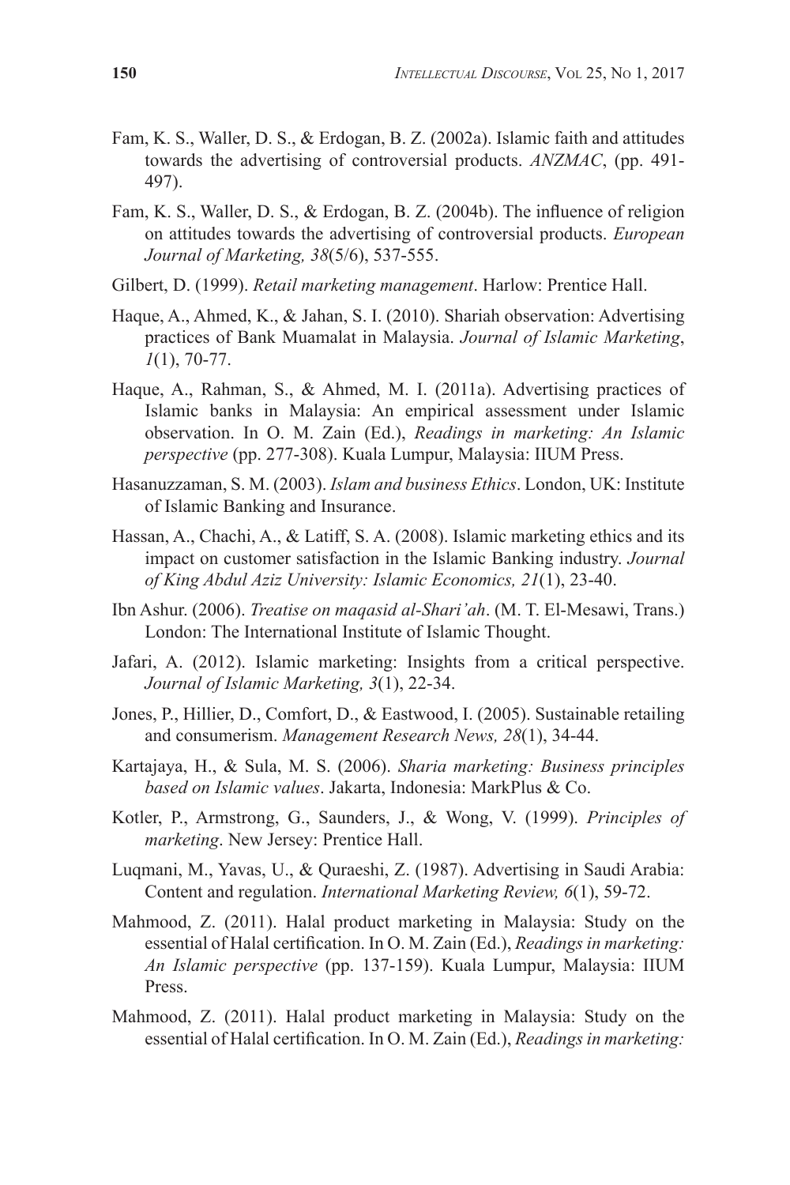Fam, K. S., Waller, D. S., & Erdogan, B. Z. (2002a). Islamic faith and attitudes towards the advertising of controversial products. *ANZMAC*, (pp. 491-497).

Fam, K. S., Waller, D. S., & Erdogan, B. Z. (2004b). The influence of religion on attitudes towards the advertising of controversial products. *European Journal of Marketing, 38*(5/6), 537-555.

Gilbert, D. (1999). *Retail marketing management*. Harlow: Prentice Hall.

Haque, A., Ahmed, K., & Jahan, S. I. (2010). Shariah observation: Advertising practices of Bank Muamalat in Malaysia. *Journal of Islamic Marketing*, *1*(1), 70-77.

Haque, A., Rahman, S., & Ahmed, M. I. (2011a). Advertising practices of Islamic banks in Malaysia: An empirical assessment under Islamic observation. In O. M. Zain (Ed.), *Readings in marketing: An Islamic perspective* (pp. 277-308). Kuala Lumpur, Malaysia: IIUM Press.

Hasanuzzaman, S. M. (2003). *Islam and business Ethics*. London, UK: Institute of Islamic Banking and Insurance.

Hassan, A., Chachi, A., & Latiff, S. A. (2008). Islamic marketing ethics and its impact on customer satisfaction in the Islamic Banking industry. *Journal of King Abdul Aziz University: Islamic Economics, 21*(1), 23-40.

Ibn Ashur. (2006). *Treatise on maqasid al-Shari'ah*. (M. T. El-Mesawi, Trans.) London: The International Institute of Islamic Thought.

Jafari, A. (2012). Islamic marketing: Insights from a critical perspective. *Journal of Islamic Marketing, 3*(1), 22-34.

Jones, P., Hillier, D., Comfort, D., & Eastwood, I. (2005). Sustainable retailing and consumerism. *Management Research News, 28*(1), 34-44.

Kartajaya, H., & Sula, M. S. (2006). *Sharia marketing: Business principles based on Islamic values*. Jakarta, Indonesia: MarkPlus & Co.

Kotler, P., Armstrong, G., Saunders, J., & Wong, V. (1999). *Principles of marketing*. New Jersey: Prentice Hall.

Luqmani, M., Yavas, U., & Quraeshi, Z. (1987). Advertising in Saudi Arabia: Content and regulation. *International Marketing Review, 6*(1), 59-72.

Mahmood, Z. (2011). Halal product marketing in Malaysia: Study on the essential of Halal certification. In O. M. Zain (Ed.), *Readings in marketing: An Islamic perspective* (pp. 137-159). Kuala Lumpur, Malaysia: IIUM Press.

Mahmood, Z. (2011). Halal product marketing in Malaysia: Study on the essential of Halal certification. In O. M. Zain (Ed.), *Readings in marketing:*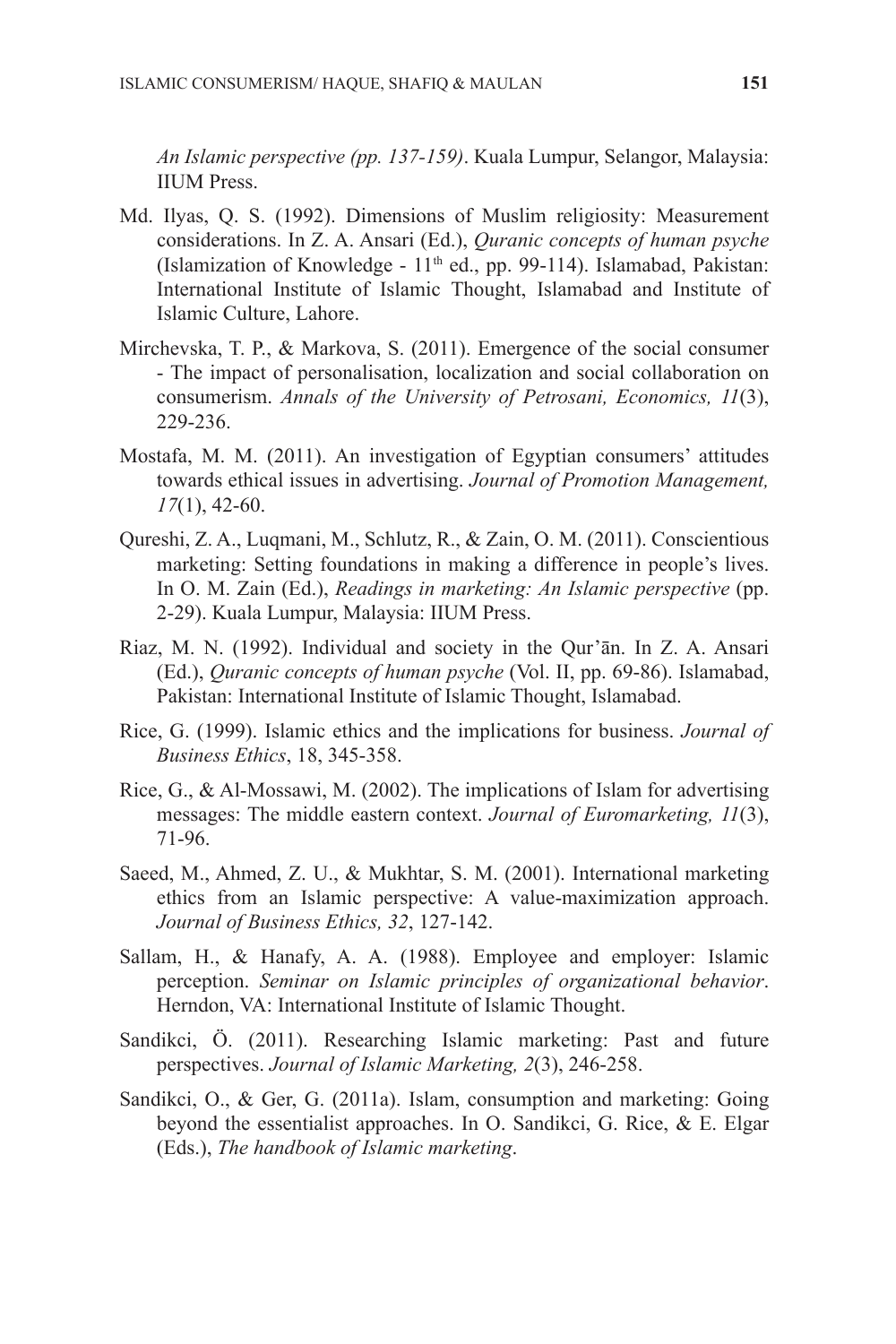*An Islamic perspective (pp. 137-159)*. Kuala Lumpur, Selangor, Malaysia: IIUM Press.

Md. Ilyas, Q. S. (1992). Dimensions of Muslim religiosity: Measurement considerations. In Z. A. Ansari (Ed.), *Quranic concepts of human psyche* (Islamization of Knowledge - 11th ed., pp. 99-114). Islamabad, Pakistan: International Institute of Islamic Thought, Islamabad and Institute of Islamic Culture, Lahore.

Mirchevska, T. P., & Markova, S. (2011). Emergence of the social consumer - The impact of personalisation, localization and social collaboration on consumerism. *Annals of the University of Petrosani, Economics, 11*(3), 229-236.

Mostafa, M. M. (2011). An investigation of Egyptian consumers' attitudes towards ethical issues in advertising. *Journal of Promotion Management, 17*(1), 42-60.

Qureshi, Z. A., Luqmani, M., Schlutz, R., & Zain, O. M. (2011). Conscientious marketing: Setting foundations in making a difference in people's lives. In O. M. Zain (Ed.), *Readings in marketing: An Islamic perspective* (pp. 2-29). Kuala Lumpur, Malaysia: IIUM Press.

Riaz, M. N. (1992). Individual and society in the Qur'ān. In Z. A. Ansari (Ed.), *Quranic concepts of human psyche* (Vol. II, pp. 69-86). Islamabad, Pakistan: International Institute of Islamic Thought, Islamabad.

Rice, G. (1999). Islamic ethics and the implications for business. *Journal of Business Ethics*, 18, 345-358.

Rice, G., & Al-Mossawi, M. (2002). The implications of Islam for advertising messages: The middle eastern context. *Journal of Euromarketing, 11*(3), 71-96.

Saeed, M., Ahmed, Z. U., & Mukhtar, S. M. (2001). International marketing ethics from an Islamic perspective: A value-maximization approach. *Journal of Business Ethics, 32*, 127-142.

Sallam, H., & Hanafy, A. A. (1988). Employee and employer: Islamic perception. *Seminar on Islamic principles of organizational behavior*. Herndon, VA: International Institute of Islamic Thought.

Sandikci, Ö. (2011). Researching Islamic marketing: Past and future perspectives. *Journal of Islamic Marketing, 2*(3), 246-258.

Sandikci, O., & Ger, G. (2011a). Islam, consumption and marketing: Going beyond the essentialist approaches. In O. Sandikci, G. Rice, & E. Elgar (Eds.), *The handbook of Islamic marketing*.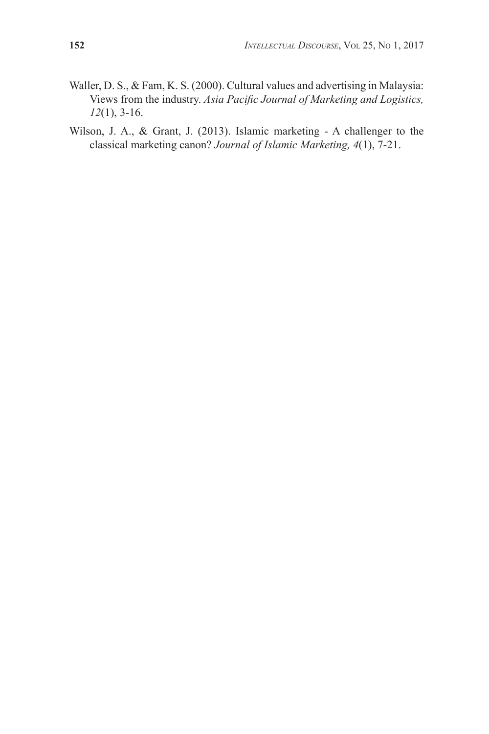Waller, D. S., & Fam, K. S. (2000). Cultural values and advertising in Malaysia: Views from the industry. *Asia Pacific Journal of Marketing and Logistics, 12*(1), 3-16.

Wilson, J. A., & Grant, J. (2013). Islamic marketing - A challenger to the classical marketing canon? *Journal of Islamic Marketing, 4*(1), 7-21.